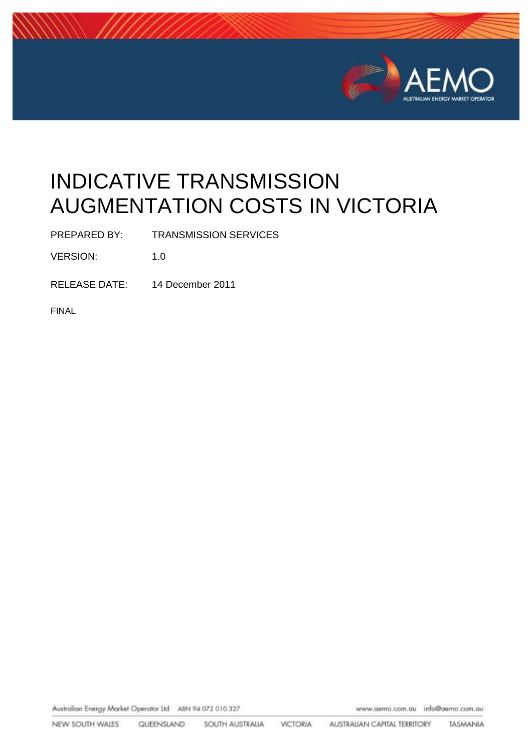# INDICATIVE TRANSMISSION AUGMENTATION COSTS IN VICTORIA

PREPARED BY: TRANSMISSION SERVICES

VERSION: 1.0

RELEASE DATE: 14 December 2011

FINAL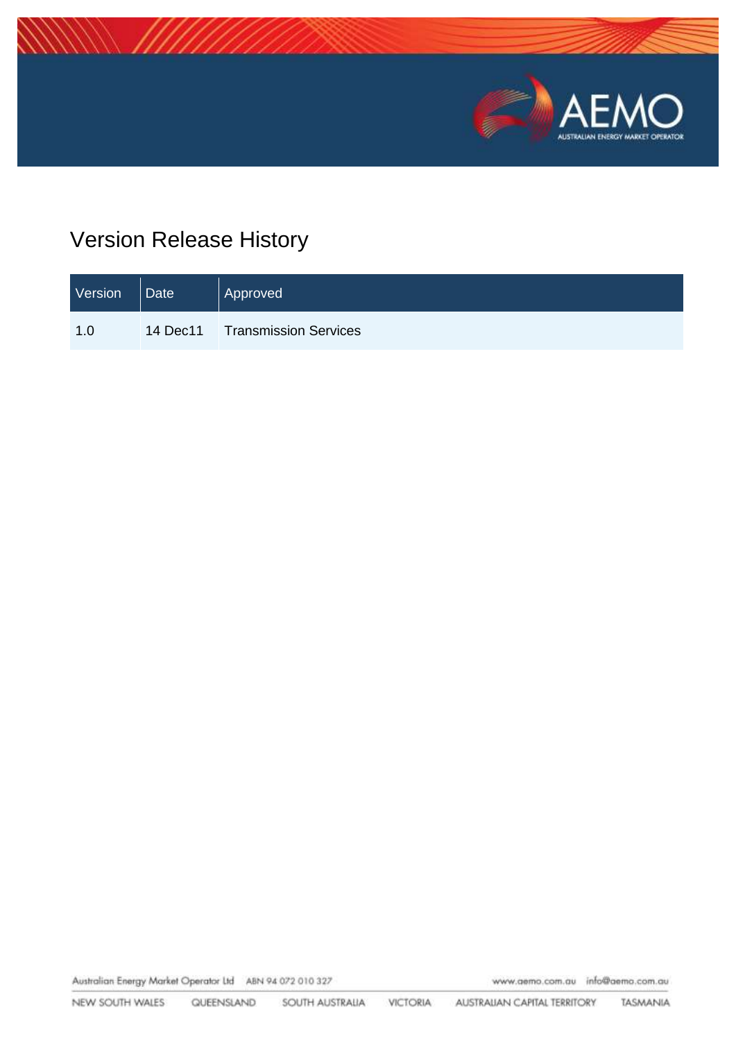# Version Release History

| Version | Date | Approved |
|---|---|---|
| 1.0 | 14 Dec11 | Transmission Services |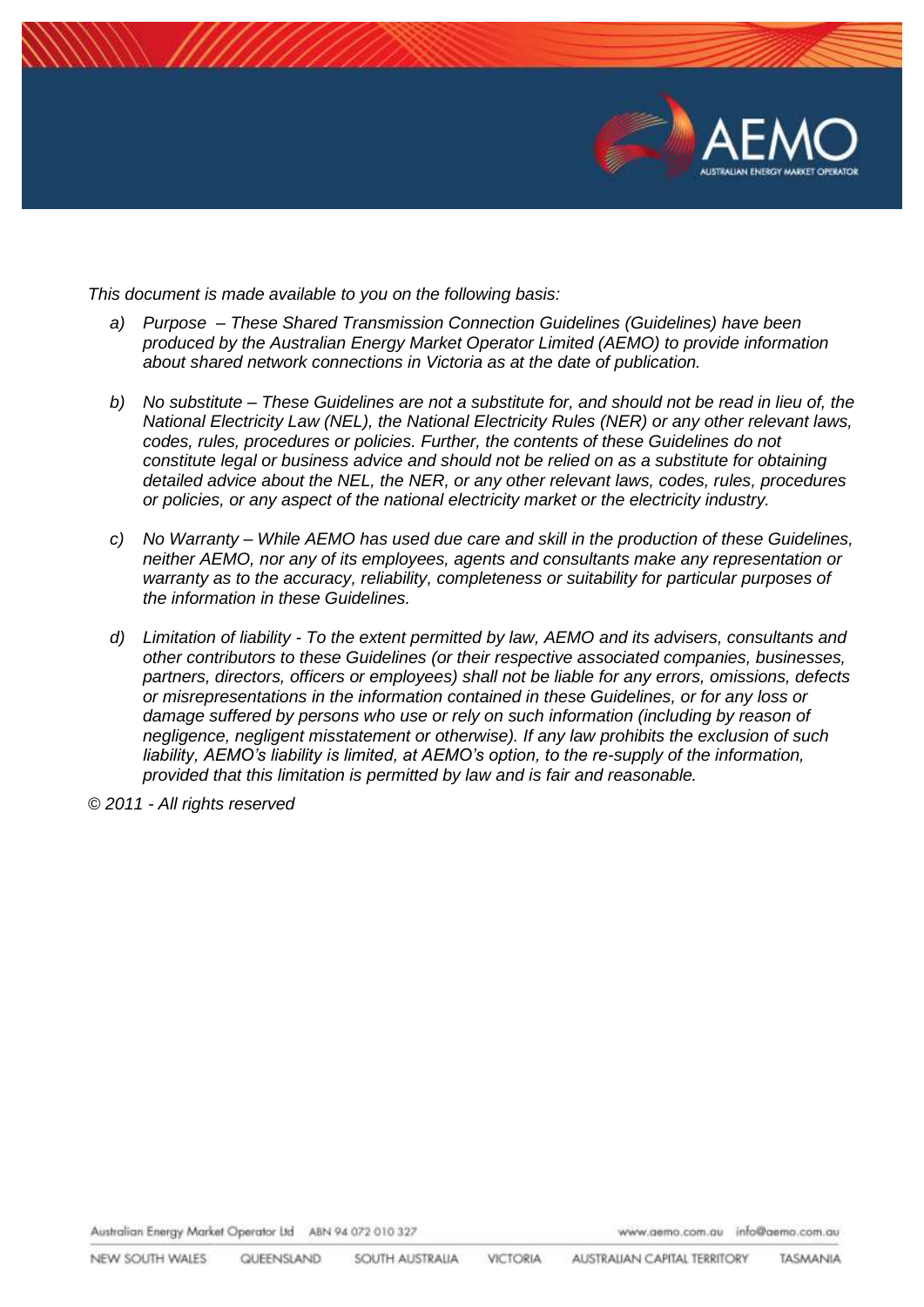*This document is made available to you on the following basis:*

a) *Purpose – These Shared Transmission Connection Guidelines (Guidelines) have been produced by the Australian Energy Market Operator Limited (AEMO) to provide information about shared network connections in Victoria as at the date of publication.*

b) *No substitute – These Guidelines are not a substitute for, and should not be read in lieu of, the National Electricity Law (NEL), the National Electricity Rules (NER) or any other relevant laws, codes, rules, procedures or policies. Further, the contents of these Guidelines do not constitute legal or business advice and should not be relied on as a substitute for obtaining detailed advice about the NEL, the NER, or any other relevant laws, codes, rules, procedures or policies, or any aspect of the national electricity market or the electricity industry.*

c) *No Warranty – While AEMO has used due care and skill in the production of these Guidelines, neither AEMO, nor any of its employees, agents and consultants make any representation or warranty as to the accuracy, reliability, completeness or suitability for particular purposes of the information in these Guidelines.*

d) *Limitation of liability - To the extent permitted by law, AEMO and its advisers, consultants and other contributors to these Guidelines (or their respective associated companies, businesses, partners, directors, officers or employees) shall not be liable for any errors, omissions, defects or misrepresentations in the information contained in these Guidelines, or for any loss or damage suffered by persons who use or rely on such information (including by reason of negligence, negligent misstatement or otherwise). If any law prohibits the exclusion of such liability, AEMO's liability is limited, at AEMO's option, to the re-supply of the information, provided that this limitation is permitted by law and is fair and reasonable.*

*© 2011 - All rights reserved*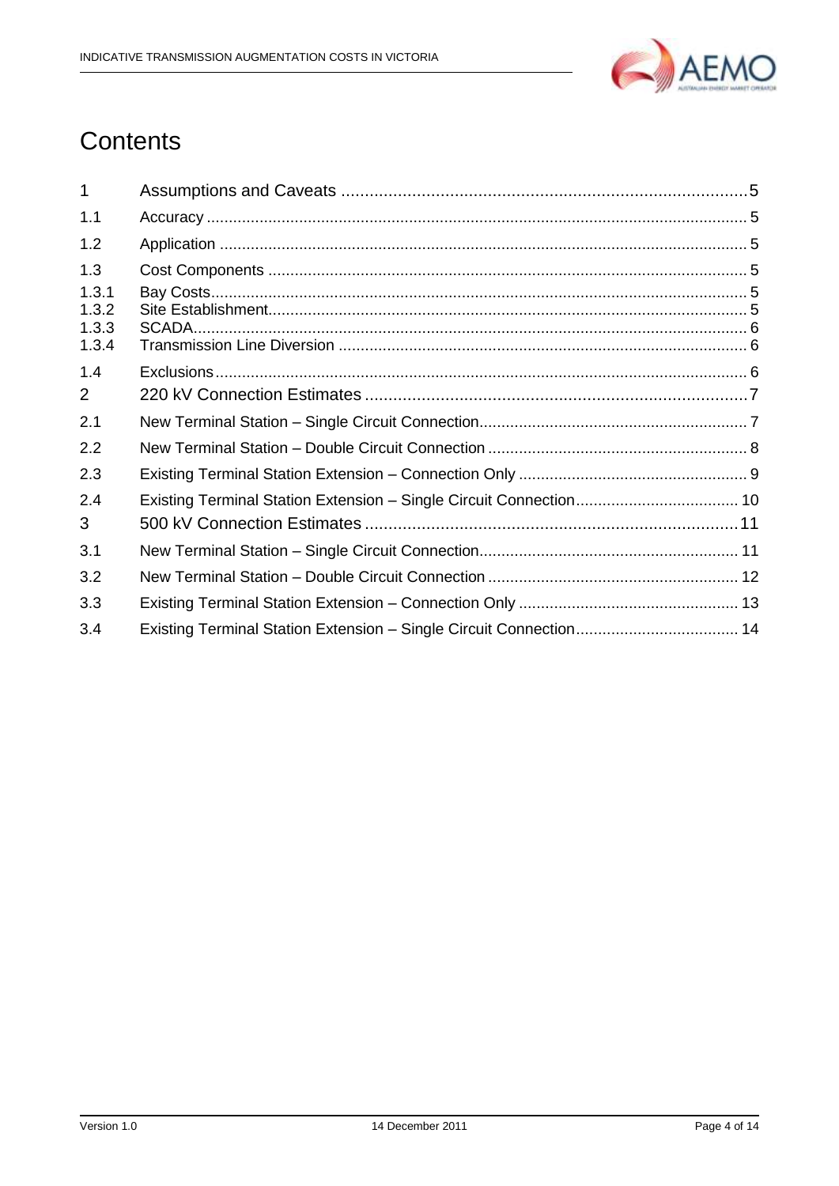# Contents

| | | |
|---|---|---|
| 1 | Assumptions and Caveats | 5 |
| 1.1 | Accuracy | 5 |
| 1.2 | Application | 5 |
| 1.3 | Cost Components | 5 |
| 1.3.1 | Bay Costs | 5 |
| 1.3.2 | Site Establishment | 5 |
| 1.3.3 | SCADA | 6 |
| 1.3.4 | Transmission Line Diversion | 6 |
| 1.4 | Exclusions | 6 |
| 2 | 220 kV Connection Estimates | 7 |
| 2.1 | New Terminal Station – Single Circuit Connection | 7 |
| 2.2 | New Terminal Station – Double Circuit Connection | 8 |
| 2.3 | Existing Terminal Station Extension – Connection Only | 9 |
| 2.4 | Existing Terminal Station Extension – Single Circuit Connection | 10 |
| 3 | 500 kV Connection Estimates | 11 |
| 3.1 | New Terminal Station – Single Circuit Connection | 11 |
| 3.2 | New Terminal Station – Double Circuit Connection | 12 |
| 3.3 | Existing Terminal Station Extension – Connection Only | 13 |
| 3.4 | Existing Terminal Station Extension – Single Circuit Connection | 14 |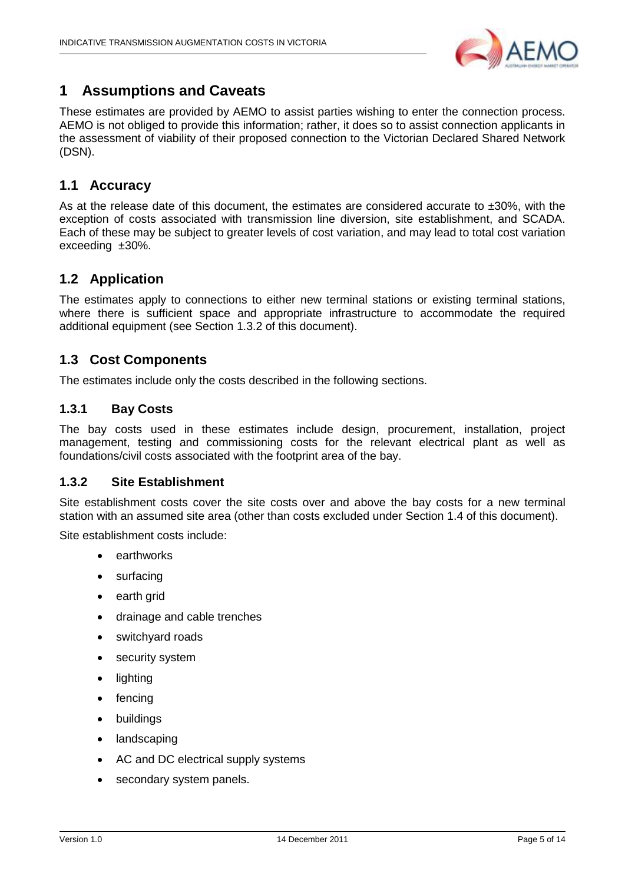# 1 Assumptions and Caveats

These estimates are provided by AEMO to assist parties wishing to enter the connection process. AEMO is not obliged to provide this information; rather, it does so to assist connection applicants in the assessment of viability of their proposed connection to the Victorian Declared Shared Network (DSN).

## 1.1 Accuracy

As at the release date of this document, the estimates are considered accurate to ±30%, with the exception of costs associated with transmission line diversion, site establishment, and SCADA. Each of these may be subject to greater levels of cost variation, and may lead to total cost variation exceeding ±30%.

## 1.2 Application

The estimates apply to connections to either new terminal stations or existing terminal stations, where there is sufficient space and appropriate infrastructure to accommodate the required additional equipment (see Section 1.3.2 of this document).

## 1.3 Cost Components

The estimates include only the costs described in the following sections.

### 1.3.1 Bay Costs

The bay costs used in these estimates include design, procurement, installation, project management, testing and commissioning costs for the relevant electrical plant as well as foundations/civil costs associated with the footprint area of the bay.

### 1.3.2 Site Establishment

Site establishment costs cover the site costs over and above the bay costs for a new terminal station with an assumed site area (other than costs excluded under Section 1.4 of this document).

Site establishment costs include:

- earthworks
- surfacing
- earth grid
- drainage and cable trenches
- switchyard roads
- security system
- lighting
- fencing
- buildings
- landscaping
- AC and DC electrical supply systems
- secondary system panels.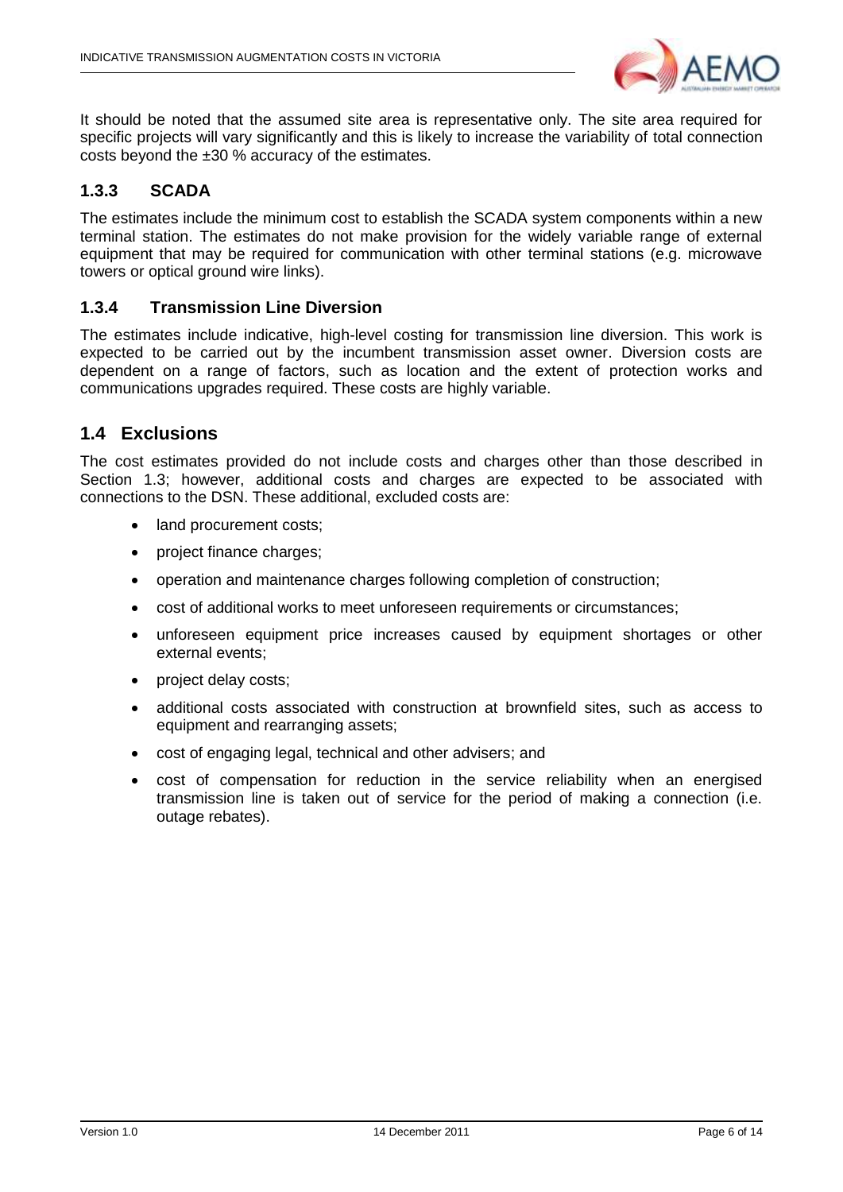It should be noted that the assumed site area is representative only. The site area required for specific projects will vary significantly and this is likely to increase the variability of total connection costs beyond the ±30 % accuracy of the estimates.

### 1.3.3 SCADA

The estimates include the minimum cost to establish the SCADA system components within a new terminal station. The estimates do not make provision for the widely variable range of external equipment that may be required for communication with other terminal stations (e.g. microwave towers or optical ground wire links).

### 1.3.4 Transmission Line Diversion

The estimates include indicative, high-level costing for transmission line diversion. This work is expected to be carried out by the incumbent transmission asset owner. Diversion costs are dependent on a range of factors, such as location and the extent of protection works and communications upgrades required. These costs are highly variable.

## 1.4 Exclusions

The cost estimates provided do not include costs and charges other than those described in Section 1.3; however, additional costs and charges are expected to be associated with connections to the DSN. These additional, excluded costs are:

- land procurement costs;
- project finance charges;
- operation and maintenance charges following completion of construction;
- cost of additional works to meet unforeseen requirements or circumstances;
- unforeseen equipment price increases caused by equipment shortages or other external events;
- project delay costs;
- additional costs associated with construction at brownfield sites, such as access to equipment and rearranging assets;
- cost of engaging legal, technical and other advisers; and
- cost of compensation for reduction in the service reliability when an energised transmission line is taken out of service for the period of making a connection (i.e. outage rebates).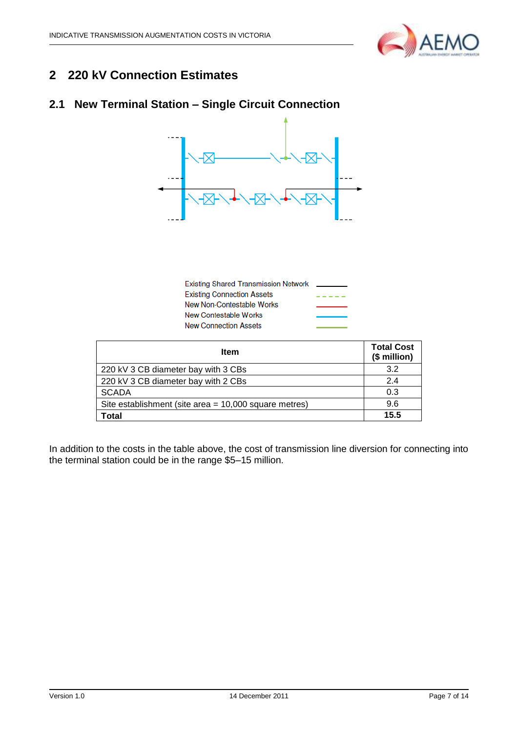# 2 220 kV Connection Estimates

## 2.1 New Terminal Station – Single Circuit Connection

Existing Shared Transmission Network
Existing Connection Assets
New Non-Contestable Works
New Contestable Works
New Connection Assets

| Item | Total Cost ($ million) |
|---|---|
| 220 kV 3 CB diameter bay with 3 CBs | 3.2 |
| 220 kV 3 CB diameter bay with 2 CBs | 2.4 |
| SCADA | 0.3 |
| Site establishment (site area = 10,000 square metres) | 9.6 |
| **Total** | **15.5** |

In addition to the costs in the table above, the cost of transmission line diversion for connecting into the terminal station could be in the range $5–15 million.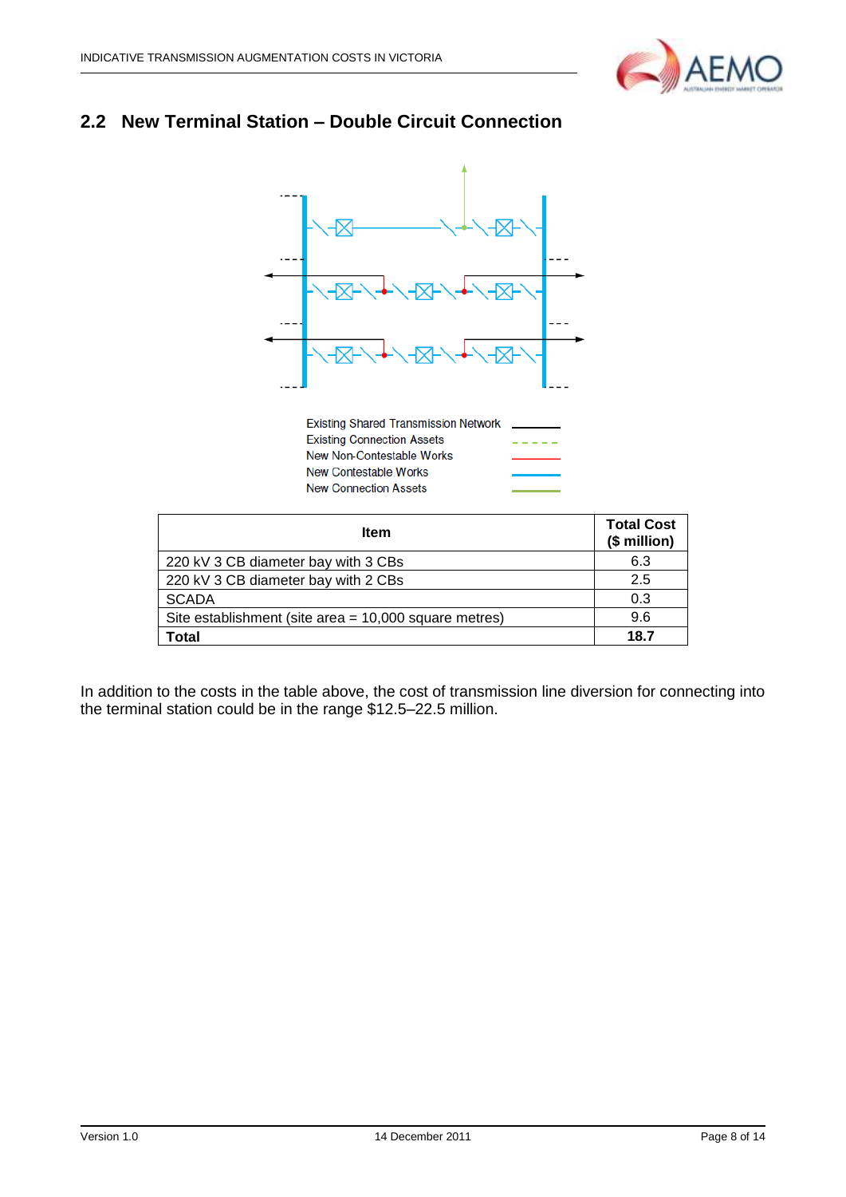## 2.2 New Terminal Station – Double Circuit Connection

Existing Shared Transmission Network
Existing Connection Assets
New Non-Contestable Works
New Contestable Works
New Connection Assets

| Item | Total Cost ($ million) |
|---|---|
| 220 kV 3 CB diameter bay with 3 CBs | 6.3 |
| 220 kV 3 CB diameter bay with 2 CBs | 2.5 |
| SCADA | 0.3 |
| Site establishment (site area = 10,000 square metres) | 9.6 |
| **Total** | **18.7** |

In addition to the costs in the table above, the cost of transmission line diversion for connecting into the terminal station could be in the range $12.5–22.5 million.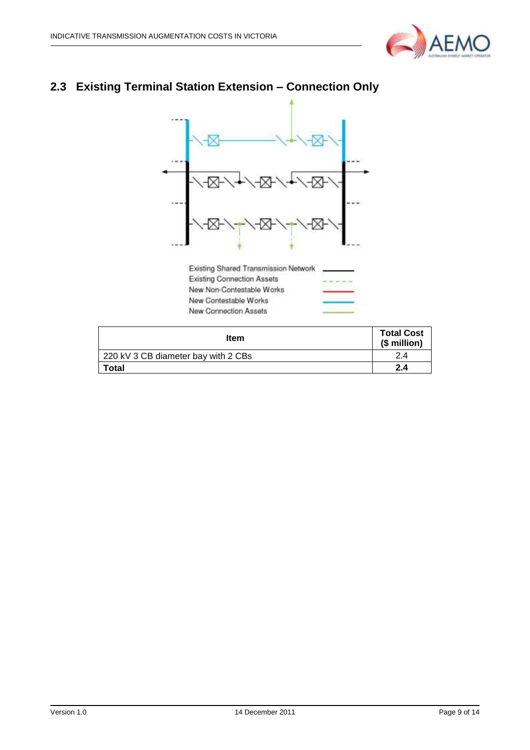## 2.3 Existing Terminal Station Extension – Connection Only

Existing Shared Transmission Network
Existing Connection Assets
New Non-Contestable Works
New Contestable Works
New Connection Assets

| Item | Total Cost ($ million) |
|---|---|
| 220 kV 3 CB diameter bay with 2 CBs | 2.4 |
| **Total** | **2.4** |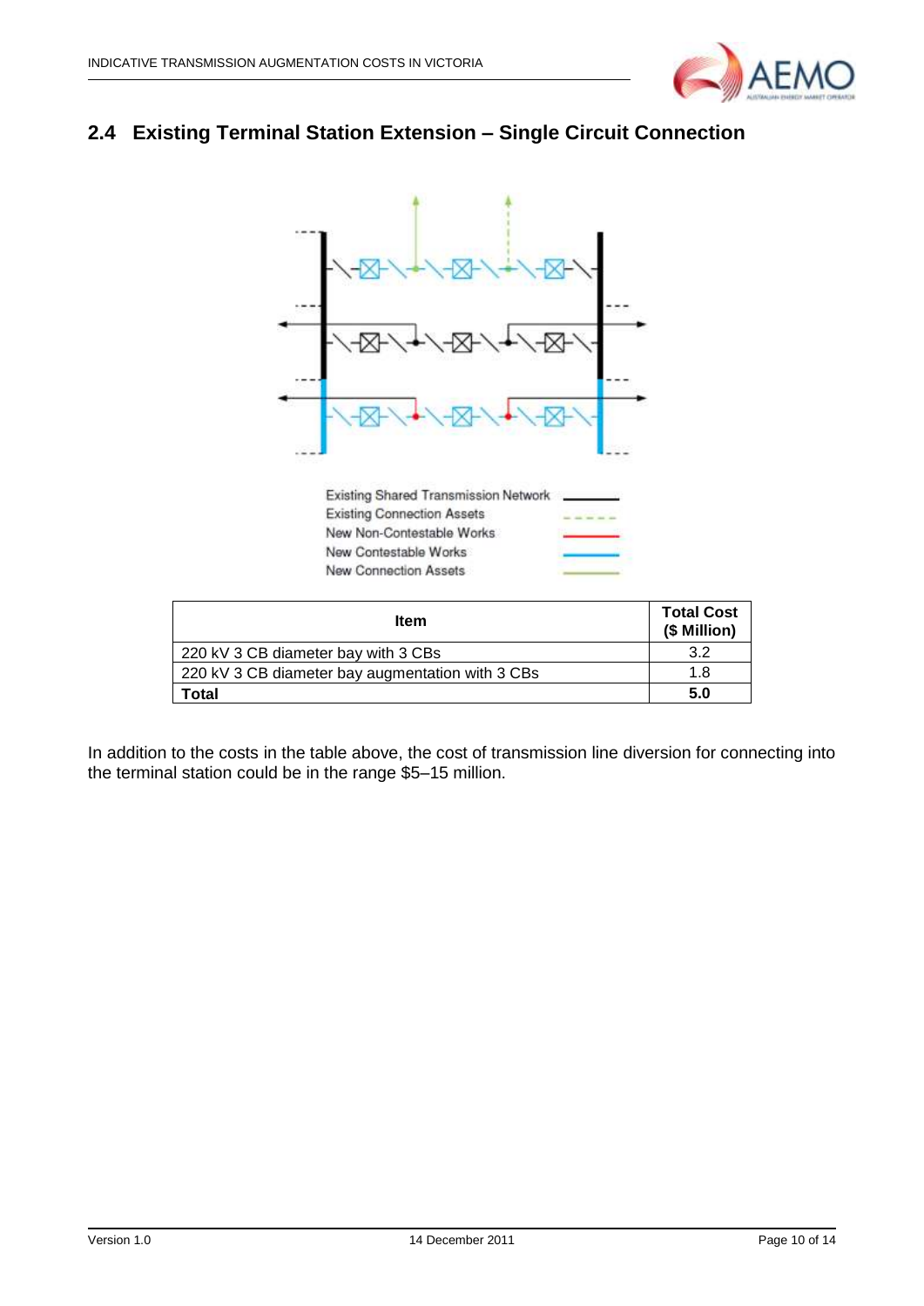## 2.4 Existing Terminal Station Extension – Single Circuit Connection

Existing Shared Transmission Network
Existing Connection Assets
New Non-Contestable Works
New Contestable Works
New Connection Assets

| Item | Total Cost ($ Million) |
|---|---|
| 220 kV 3 CB diameter bay with 3 CBs | 3.2 |
| 220 kV 3 CB diameter bay augmentation with 3 CBs | 1.8 |
| **Total** | **5.0** |

In addition to the costs in the table above, the cost of transmission line diversion for connecting into the terminal station could be in the range $5–15 million.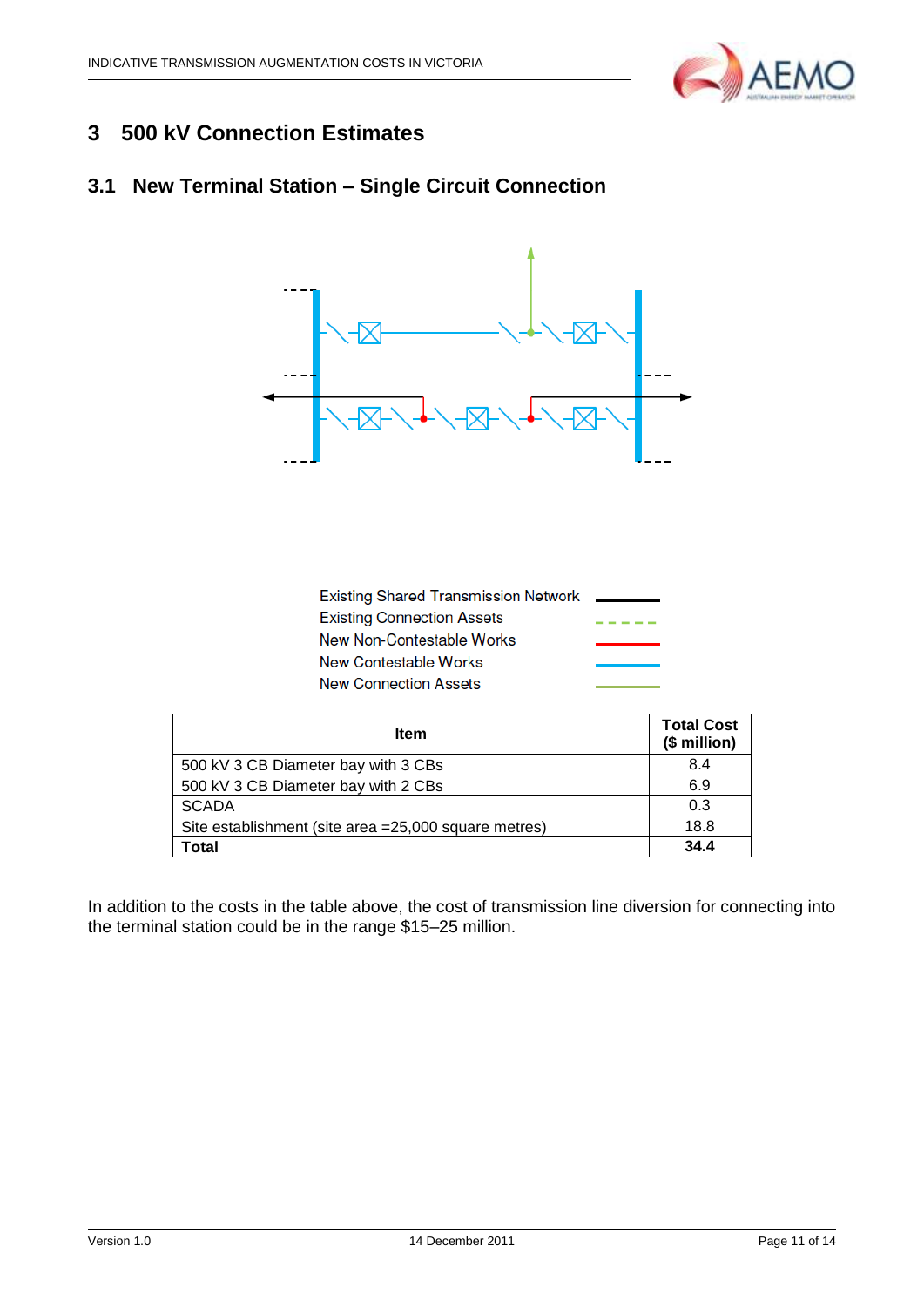# 3 500 kV Connection Estimates

## 3.1 New Terminal Station – Single Circuit Connection

Existing Shared Transmission Network
Existing Connection Assets
New Non-Contestable Works
New Contestable Works
New Connection Assets

| Item | Total Cost ($ million) |
|---|---|
| 500 kV 3 CB Diameter bay with 3 CBs | 8.4 |
| 500 kV 3 CB Diameter bay with 2 CBs | 6.9 |
| SCADA | 0.3 |
| Site establishment (site area =25,000 square metres) | 18.8 |
| **Total** | **34.4** |

In addition to the costs in the table above, the cost of transmission line diversion for connecting into the terminal station could be in the range $15–25 million.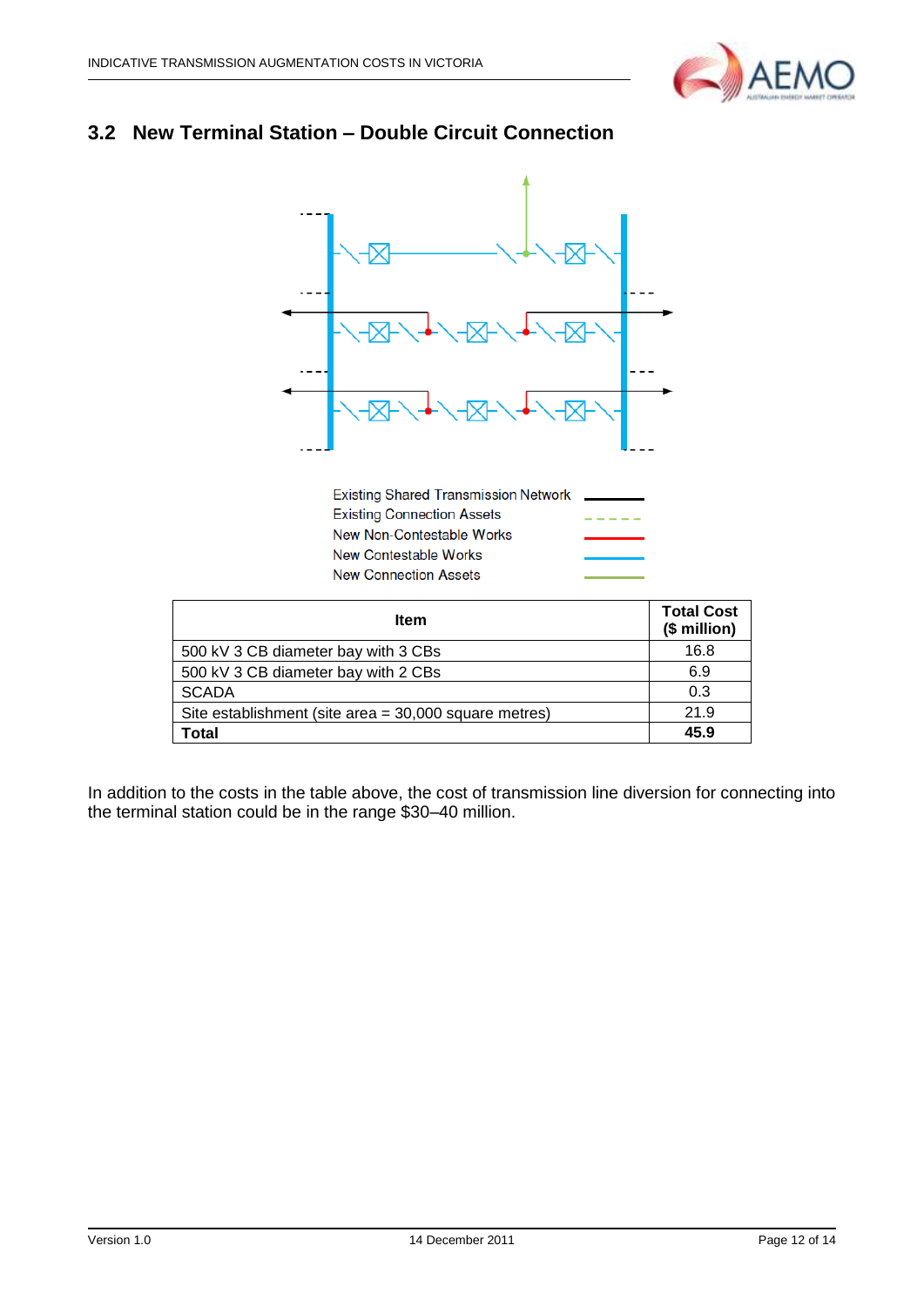## 3.2 New Terminal Station – Double Circuit Connection

Existing Shared Transmission Network
Existing Connection Assets
New Non-Contestable Works
New Contestable Works
New Connection Assets

| Item | Total Cost ($ million) |
|---|---|
| 500 kV 3 CB diameter bay with 3 CBs | 16.8 |
| 500 kV 3 CB diameter bay with 2 CBs | 6.9 |
| SCADA | 0.3 |
| Site establishment (site area = 30,000 square metres) | 21.9 |
| **Total** | **45.9** |

In addition to the costs in the table above, the cost of transmission line diversion for connecting into the terminal station could be in the range $30–40 million.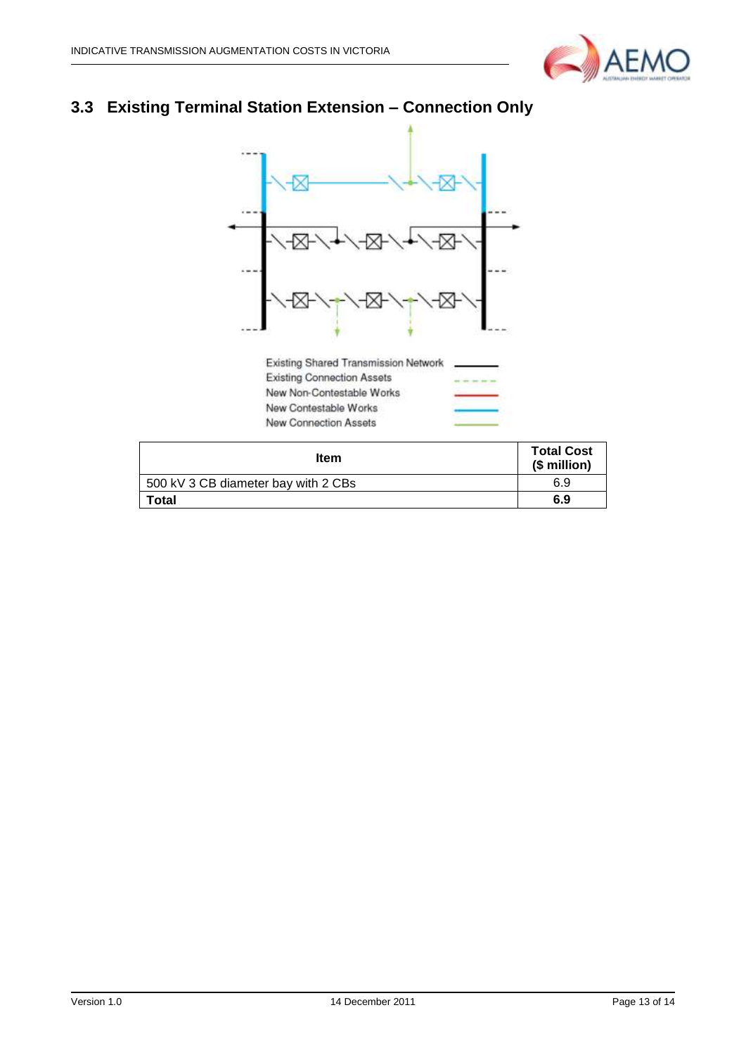## 3.3 Existing Terminal Station Extension – Connection Only

Existing Shared Transmission Network

Existing Connection Assets

New Non-Contestable Works

New Contestable Works

New Connection Assets

| Item | Total Cost ($ million) |
|---|---|
| 500 kV 3 CB diameter bay with 2 CBs | 6.9 |
| **Total** | **6.9** |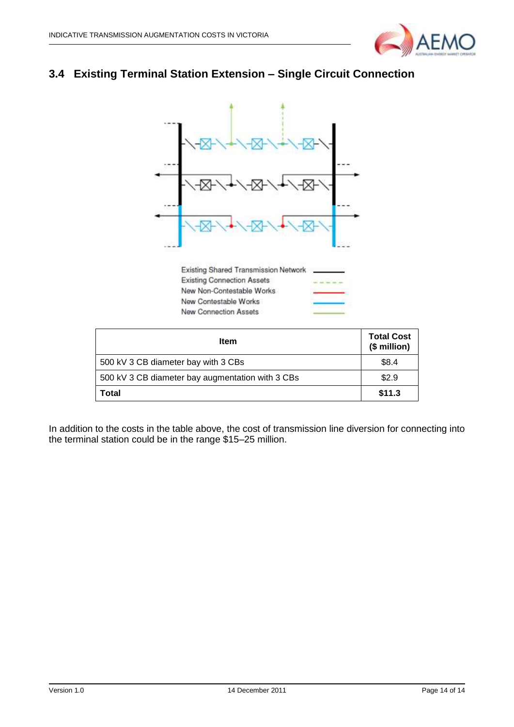## 3.4 Existing Terminal Station Extension – Single Circuit Connection

Existing Shared Transmission Network
Existing Connection Assets
New Non-Contestable Works
New Contestable Works
New Connection Assets

| Item | Total Cost ($ million) |
|---|---|
| 500 kV 3 CB diameter bay with 3 CBs | $8.4 |
| 500 kV 3 CB diameter bay augmentation with 3 CBs | $2.9 |
| **Total** | **$11.3** |

In addition to the costs in the table above, the cost of transmission line diversion for connecting into the terminal station could be in the range $15–25 million.